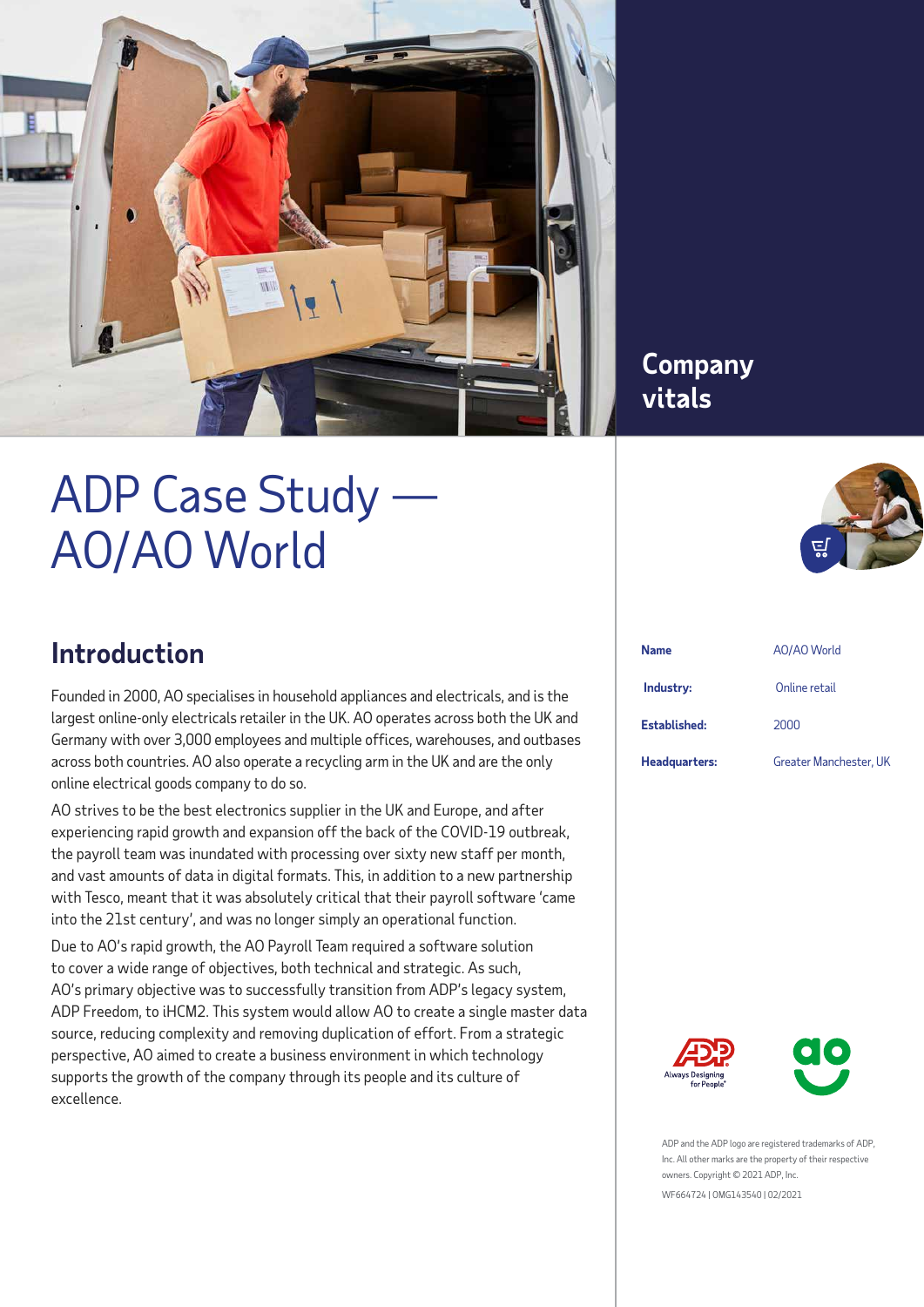# ADP Case Study — AO/AO World

## Introduction

Founded in 2000, AO specialises in household appliances and electricals, and is the largest online-only electricals retailer in the UK. AO operates across both the UK and Germany with over 3,000 employees and multiple offices, warehouses, and outbases across both countries. AO also operate a recycling arm in the UK and are the only online electrical goods company to do so.

AO strives to be the best electronics supplier in the UK and Europe, and after experiencing rapid growth and expansion off the back of the COVID-19 outbreak, the payroll team was inundated with processing over sixty new staff per month, and vast amounts of data in digital formats. This, in addition to a new partnership with Tesco, meant that it was absolutely critical that their payroll software 'came into the 21st century', and was no longer simply an operational function.

Due to AO's rapid growth, the AO Payroll Team required a software solution to cover a wide range of objectives, both technical and strategic. As such, AO's primary objective was to successfully transition from ADP's legacy system, ADP Freedom, to iHCM2. This system would allow AO to create a single master data source, reducing complexity and removing duplication of effort. From a strategic perspective, AO aimed to create a business environment in which technology supports the growth of the company through its people and its culture of excellence.

## Company vitals

| | |
|---|---|
| **Name** | AO/AO World |
| **Industry:** | Online retail |
| **Established:** | 2000 |
| **Headquarters:** | Greater Manchester, UK |

ADP and the ADP logo are registered trademarks of ADP, Inc. All other marks are the property of their respective owners. Copyright © 2021 ADP, Inc.

WF664724 | OMG143540 | 02/2021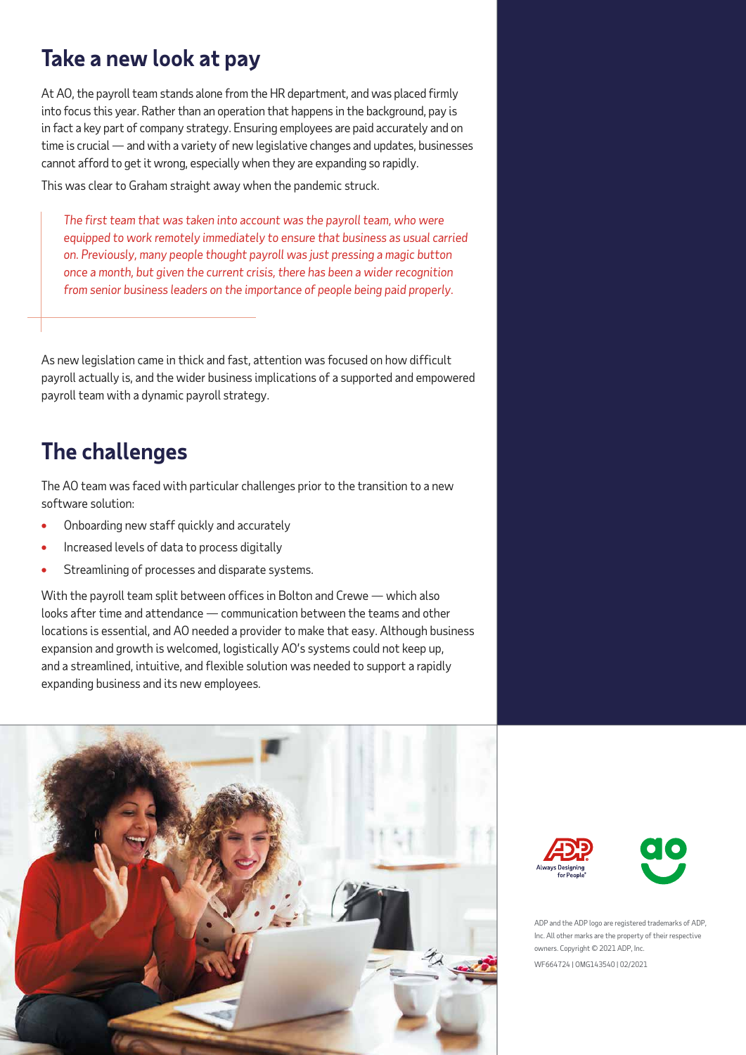## Take a new look at pay

At AO, the payroll team stands alone from the HR department, and was placed firmly into focus this year. Rather than an operation that happens in the background, pay is in fact a key part of company strategy. Ensuring employees are paid accurately and on time is crucial — and with a variety of new legislative changes and updates, businesses cannot afford to get it wrong, especially when they are expanding so rapidly.

This was clear to Graham straight away when the pandemic struck.

> *The first team that was taken into account was the payroll team, who were equipped to work remotely immediately to ensure that business as usual carried on. Previously, many people thought payroll was just pressing a magic button once a month, but given the current crisis, there has been a wider recognition from senior business leaders on the importance of people being paid properly.*

As new legislation came in thick and fast, attention was focused on how difficult payroll actually is, and the wider business implications of a supported and empowered payroll team with a dynamic payroll strategy.

## The challenges

The AO team was faced with particular challenges prior to the transition to a new software solution:

- Onboarding new staff quickly and accurately
- Increased levels of data to process digitally
- Streamlining of processes and disparate systems.

With the payroll team split between offices in Bolton and Crewe — which also looks after time and attendance — communication between the teams and other locations is essential, and AO needed a provider to make that easy. Although business expansion and growth is welcomed, logistically AO's systems could not keep up, and a streamlined, intuitive, and flexible solution was needed to support a rapidly expanding business and its new employees.

ADP and the ADP logo are registered trademarks of ADP, Inc. All other marks are the property of their respective owners. Copyright © 2021 ADP, Inc.

WF664724 | OMG143540 | 02/2021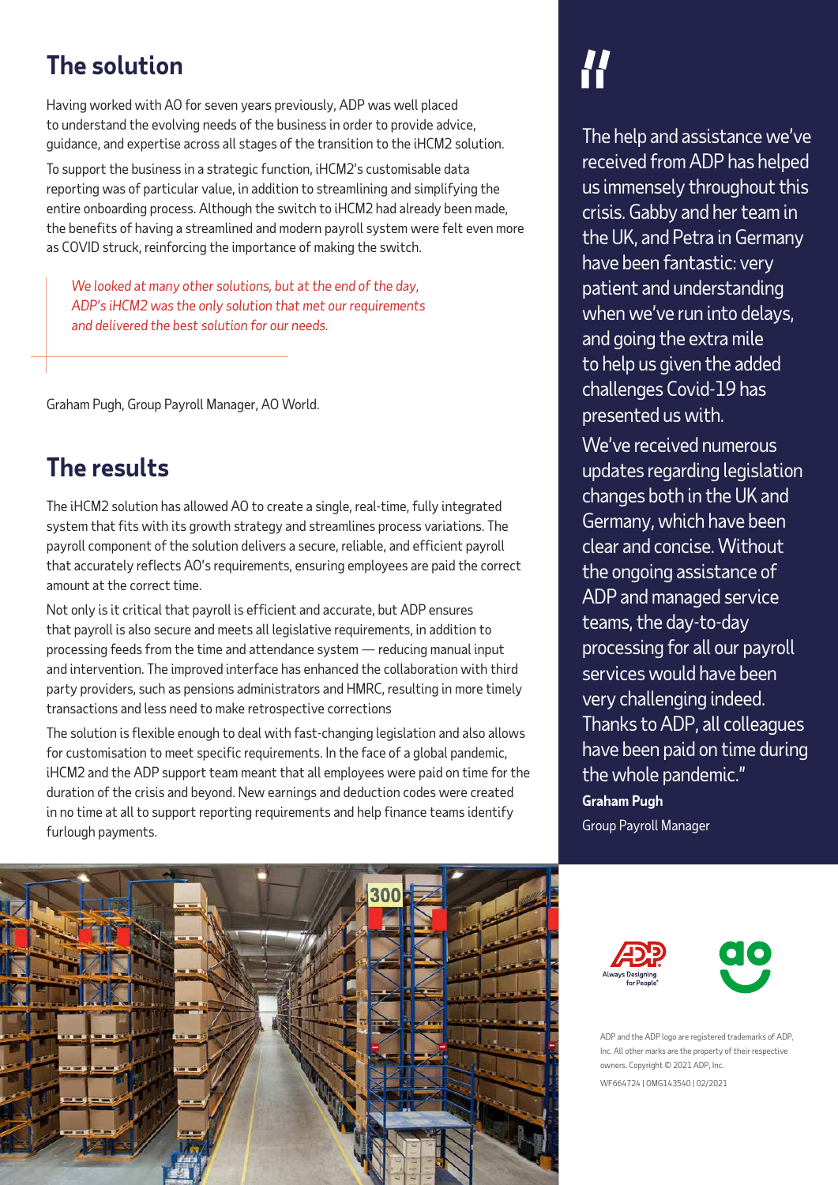## The solution

Having worked with AO for seven years previously, ADP was well placed to understand the evolving needs of the business in order to provide advice, guidance, and expertise across all stages of the transition to the iHCM2 solution.

To support the business in a strategic function, iHCM2's customisable data reporting was of particular value, in addition to streamlining and simplifying the entire onboarding process. Although the switch to iHCM2 had already been made, the benefits of having a streamlined and modern payroll system were felt even more as COVID struck, reinforcing the importance of making the switch.

> *We looked at many other solutions, but at the end of the day, ADP's iHCM2 was the only solution that met our requirements and delivered the best solution for our needs.*

Graham Pugh, Group Payroll Manager, AO World.

## The results

The iHCM2 solution has allowed AO to create a single, real-time, fully integrated system that fits with its growth strategy and streamlines process variations. The payroll component of the solution delivers a secure, reliable, and efficient payroll that accurately reflects AO's requirements, ensuring employees are paid the correct amount at the correct time.

Not only is it critical that payroll is efficient and accurate, but ADP ensures that payroll is also secure and meets all legislative requirements, in addition to processing feeds from the time and attendance system — reducing manual input and intervention. The improved interface has enhanced the collaboration with third party providers, such as pensions administrators and HMRC, resulting in more timely transactions and less need to make retrospective corrections

The solution is flexible enough to deal with fast-changing legislation and also allows for customisation to meet specific requirements. In the face of a global pandemic, iHCM2 and the ADP support team meant that all employees were paid on time for the duration of the crisis and beyond. New earnings and deduction codes were created in no time at all to support reporting requirements and help finance teams identify furlough payments.

> "The help and assistance we've received from ADP has helped us immensely throughout this crisis. Gabby and her team in the UK, and Petra in Germany have been fantastic: very patient and understanding when we've run into delays, and going the extra mile to help us given the added challenges Covid-19 has presented us with.
>
> We've received numerous updates regarding legislation changes both in the UK and Germany, which have been clear and concise. Without the ongoing assistance of ADP and managed service teams, the day-to-day processing for all our payroll services would have been very challenging indeed. Thanks to ADP, all colleagues have been paid on time during the whole pandemic."
>
> **Graham Pugh**
> Group Payroll Manager

ADP and the ADP logo are registered trademarks of ADP, Inc. All other marks are the property of their respective owners. Copyright © 2021 ADP, Inc.

WF664724 | OMG143540 | 02/2021